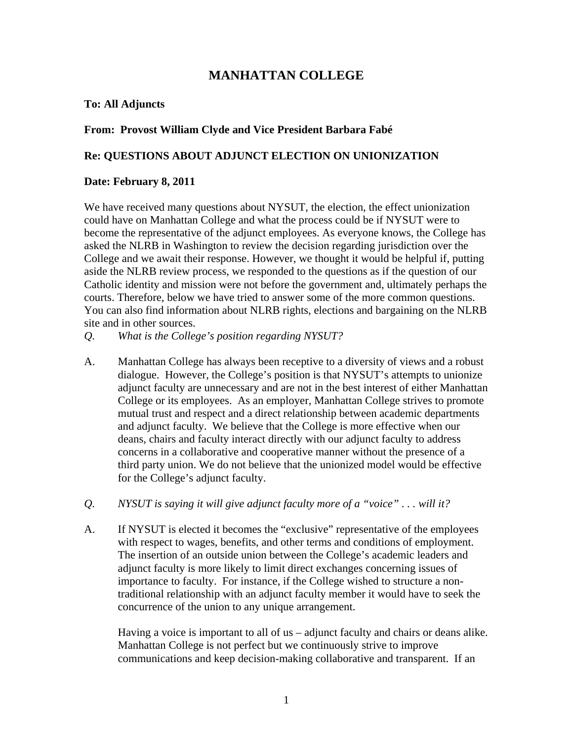# MANHATTAN COLLEGE

**To: All Adjuncts**

**From: Provost William Clyde and Vice President Barbara Fabé**

**Re: QUESTIONS ABOUT ADJUNCT ELECTION ON UNIONIZATION**

**Date: February 8, 2011**

We have received many questions about NYSUT, the election, the effect unionization could have on Manhattan College and what the process could be if NYSUT were to become the representative of the adjunct employees. As everyone knows, the College has asked the NLRB in Washington to review the decision regarding jurisdiction over the College and we await their response. However, we thought it would be helpful if, putting aside the NLRB review process, we responded to the questions as if the question of our Catholic identity and mission were not before the government and, ultimately perhaps the courts. Therefore, below we have tried to answer some of the more common questions. You can also find information about NLRB rights, elections and bargaining on the NLRB site and in other sources.

*Q. What is the College's position regarding NYSUT?*

A. Manhattan College has always been receptive to a diversity of views and a robust dialogue. However, the College's position is that NYSUT's attempts to unionize adjunct faculty are unnecessary and are not in the best interest of either Manhattan College or its employees. As an employer, Manhattan College strives to promote mutual trust and respect and a direct relationship between academic departments and adjunct faculty. We believe that the College is more effective when our deans, chairs and faculty interact directly with our adjunct faculty to address concerns in a collaborative and cooperative manner without the presence of a third party union. We do not believe that the unionized model would be effective for the College's adjunct faculty.

*Q. NYSUT is saying it will give adjunct faculty more of a "voice" . . . will it?*

A. If NYSUT is elected it becomes the "exclusive" representative of the employees with respect to wages, benefits, and other terms and conditions of employment. The insertion of an outside union between the College's academic leaders and adjunct faculty is more likely to limit direct exchanges concerning issues of importance to faculty. For instance, if the College wished to structure a non-traditional relationship with an adjunct faculty member it would have to seek the concurrence of the union to any unique arrangement.

Having a voice is important to all of us – adjunct faculty and chairs or deans alike. Manhattan College is not perfect but we continuously strive to improve communications and keep decision-making collaborative and transparent. If an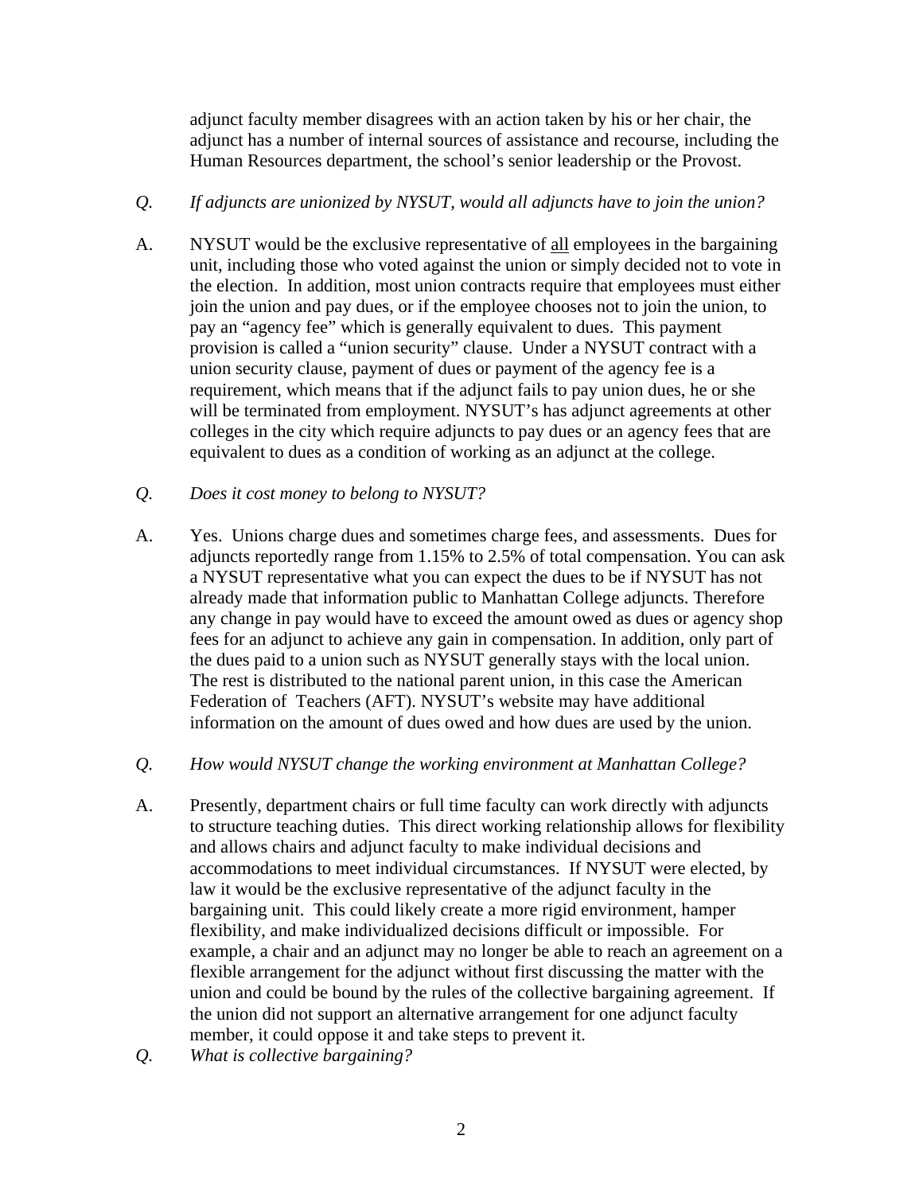adjunct faculty member disagrees with an action taken by his or her chair, the adjunct has a number of internal sources of assistance and recourse, including the Human Resources department, the school's senior leadership or the Provost.

*Q. If adjuncts are unionized by NYSUT, would all adjuncts have to join the union?*

A. NYSUT would be the exclusive representative of <u>all</u> employees in the bargaining unit, including those who voted against the union or simply decided not to vote in the election. In addition, most union contracts require that employees must either join the union and pay dues, or if the employee chooses not to join the union, to pay an "agency fee" which is generally equivalent to dues. This payment provision is called a "union security" clause. Under a NYSUT contract with a union security clause, payment of dues or payment of the agency fee is a requirement, which means that if the adjunct fails to pay union dues, he or she will be terminated from employment. NYSUT's has adjunct agreements at other colleges in the city which require adjuncts to pay dues or an agency fees that are equivalent to dues as a condition of working as an adjunct at the college.

*Q. Does it cost money to belong to NYSUT?*

A. Yes. Unions charge dues and sometimes charge fees, and assessments. Dues for adjuncts reportedly range from 1.15% to 2.5% of total compensation. You can ask a NYSUT representative what you can expect the dues to be if NYSUT has not already made that information public to Manhattan College adjuncts. Therefore any change in pay would have to exceed the amount owed as dues or agency shop fees for an adjunct to achieve any gain in compensation. In addition, only part of the dues paid to a union such as NYSUT generally stays with the local union. The rest is distributed to the national parent union, in this case the American Federation of Teachers (AFT). NYSUT's website may have additional information on the amount of dues owed and how dues are used by the union.

*Q. How would NYSUT change the working environment at Manhattan College?*

A. Presently, department chairs or full time faculty can work directly with adjuncts to structure teaching duties. This direct working relationship allows for flexibility and allows chairs and adjunct faculty to make individual decisions and accommodations to meet individual circumstances. If NYSUT were elected, by law it would be the exclusive representative of the adjunct faculty in the bargaining unit. This could likely create a more rigid environment, hamper flexibility, and make individualized decisions difficult or impossible. For example, a chair and an adjunct may no longer be able to reach an agreement on a flexible arrangement for the adjunct without first discussing the matter with the union and could be bound by the rules of the collective bargaining agreement. If the union did not support an alternative arrangement for one adjunct faculty member, it could oppose it and take steps to prevent it.

*Q. What is collective bargaining?*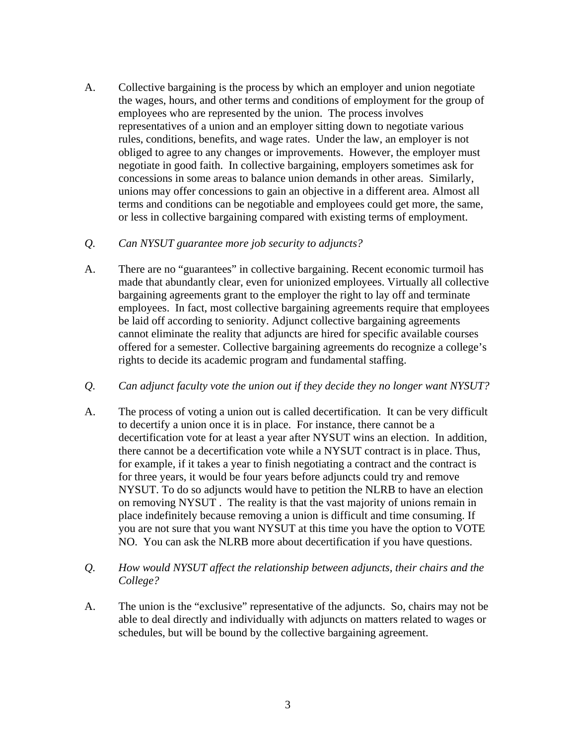A. Collective bargaining is the process by which an employer and union negotiate the wages, hours, and other terms and conditions of employment for the group of employees who are represented by the union. The process involves representatives of a union and an employer sitting down to negotiate various rules, conditions, benefits, and wage rates. Under the law, an employer is not obliged to agree to any changes or improvements. However, the employer must negotiate in good faith. In collective bargaining, employers sometimes ask for concessions in some areas to balance union demands in other areas. Similarly, unions may offer concessions to gain an objective in a different area. Almost all terms and conditions can be negotiable and employees could get more, the same, or less in collective bargaining compared with existing terms of employment.

*Q. Can NYSUT guarantee more job security to adjuncts?*

A. There are no "guarantees" in collective bargaining. Recent economic turmoil has made that abundantly clear, even for unionized employees. Virtually all collective bargaining agreements grant to the employer the right to lay off and terminate employees. In fact, most collective bargaining agreements require that employees be laid off according to seniority. Adjunct collective bargaining agreements cannot eliminate the reality that adjuncts are hired for specific available courses offered for a semester. Collective bargaining agreements do recognize a college's rights to decide its academic program and fundamental staffing.

*Q. Can adjunct faculty vote the union out if they decide they no longer want NYSUT?*

A. The process of voting a union out is called decertification. It can be very difficult to decertify a union once it is in place. For instance, there cannot be a decertification vote for at least a year after NYSUT wins an election. In addition, there cannot be a decertification vote while a NYSUT contract is in place. Thus, for example, if it takes a year to finish negotiating a contract and the contract is for three years, it would be four years before adjuncts could try and remove NYSUT. To do so adjuncts would have to petition the NLRB to have an election on removing NYSUT . The reality is that the vast majority of unions remain in place indefinitely because removing a union is difficult and time consuming. If you are not sure that you want NYSUT at this time you have the option to VOTE NO. You can ask the NLRB more about decertification if you have questions.

*Q. How would NYSUT affect the relationship between adjuncts, their chairs and the College?*

A. The union is the "exclusive" representative of the adjuncts. So, chairs may not be able to deal directly and individually with adjuncts on matters related to wages or schedules, but will be bound by the collective bargaining agreement.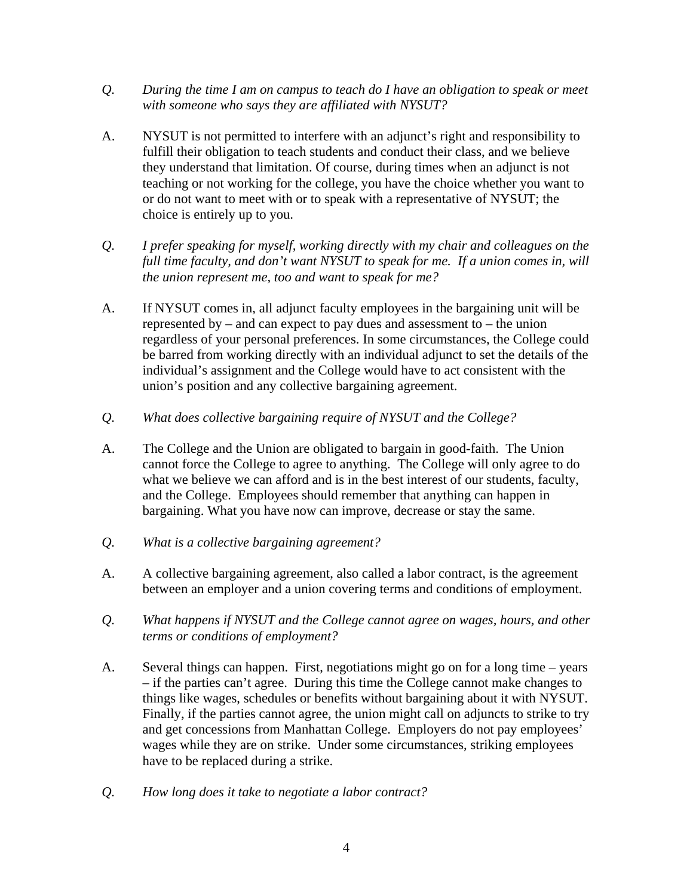*Q. During the time I am on campus to teach do I have an obligation to speak or meet with someone who says they are affiliated with NYSUT?*

A. NYSUT is not permitted to interfere with an adjunct's right and responsibility to fulfill their obligation to teach students and conduct their class, and we believe they understand that limitation. Of course, during times when an adjunct is not teaching or not working for the college, you have the choice whether you want to or do not want to meet with or to speak with a representative of NYSUT; the choice is entirely up to you.

*Q. I prefer speaking for myself, working directly with my chair and colleagues on the full time faculty, and don't want NYSUT to speak for me. If a union comes in, will the union represent me, too and want to speak for me?*

A. If NYSUT comes in, all adjunct faculty employees in the bargaining unit will be represented by – and can expect to pay dues and assessment to – the union regardless of your personal preferences. In some circumstances, the College could be barred from working directly with an individual adjunct to set the details of the individual's assignment and the College would have to act consistent with the union's position and any collective bargaining agreement.

*Q. What does collective bargaining require of NYSUT and the College?*

A. The College and the Union are obligated to bargain in good-faith. The Union cannot force the College to agree to anything. The College will only agree to do what we believe we can afford and is in the best interest of our students, faculty, and the College. Employees should remember that anything can happen in bargaining. What you have now can improve, decrease or stay the same.

*Q. What is a collective bargaining agreement?*

A. A collective bargaining agreement, also called a labor contract, is the agreement between an employer and a union covering terms and conditions of employment.

*Q. What happens if NYSUT and the College cannot agree on wages, hours, and other terms or conditions of employment?*

A. Several things can happen. First, negotiations might go on for a long time – years – if the parties can't agree. During this time the College cannot make changes to things like wages, schedules or benefits without bargaining about it with NYSUT. Finally, if the parties cannot agree, the union might call on adjuncts to strike to try and get concessions from Manhattan College. Employers do not pay employees' wages while they are on strike. Under some circumstances, striking employees have to be replaced during a strike.

*Q. How long does it take to negotiate a labor contract?*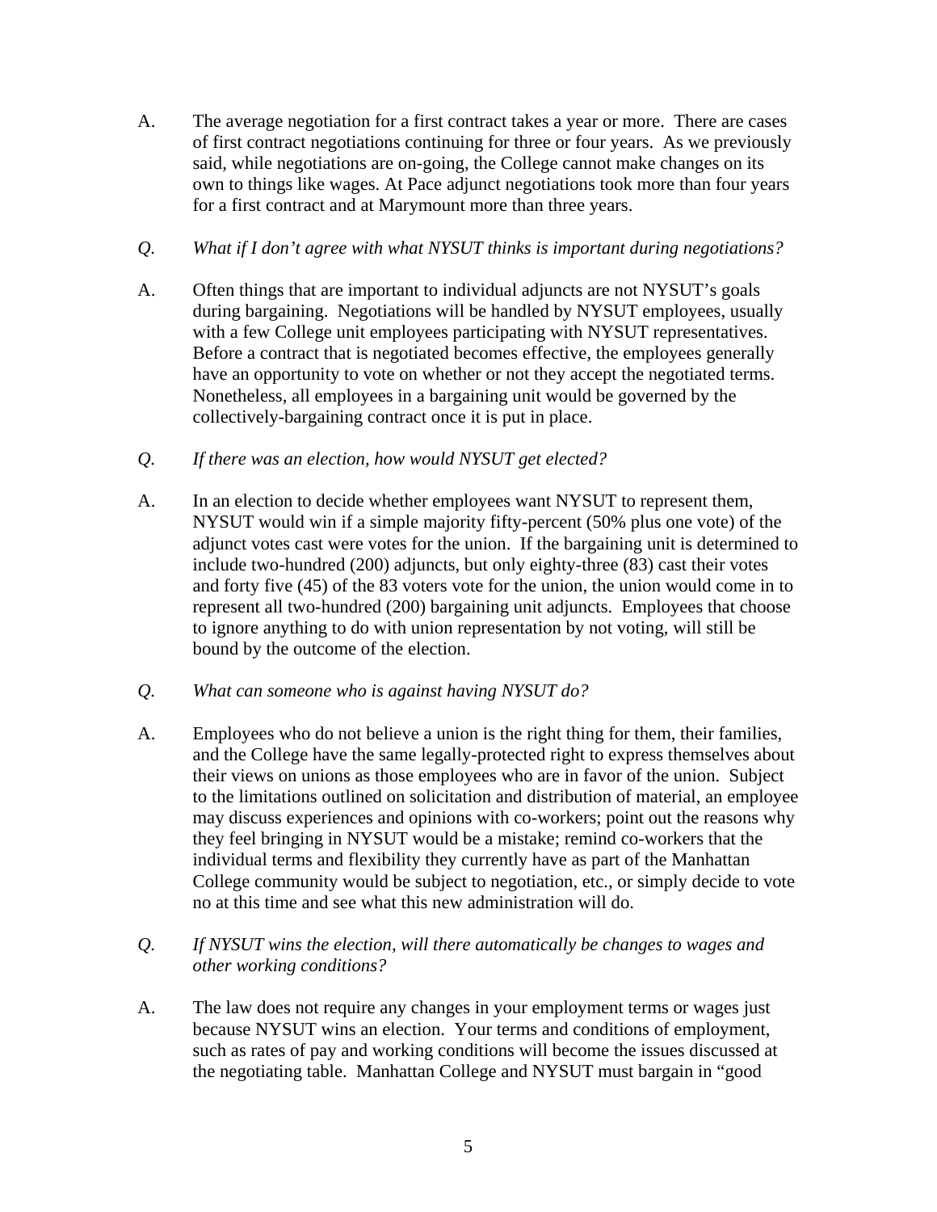A. The average negotiation for a first contract takes a year or more. There are cases of first contract negotiations continuing for three or four years. As we previously said, while negotiations are on-going, the College cannot make changes on its own to things like wages. At Pace adjunct negotiations took more than four years for a first contract and at Marymount more than three years.

*Q. What if I don't agree with what NYSUT thinks is important during negotiations?*

A. Often things that are important to individual adjuncts are not NYSUT's goals during bargaining. Negotiations will be handled by NYSUT employees, usually with a few College unit employees participating with NYSUT representatives. Before a contract that is negotiated becomes effective, the employees generally have an opportunity to vote on whether or not they accept the negotiated terms. Nonetheless, all employees in a bargaining unit would be governed by the collectively-bargaining contract once it is put in place.

*Q. If there was an election, how would NYSUT get elected?*

A. In an election to decide whether employees want NYSUT to represent them, NYSUT would win if a simple majority fifty-percent (50% plus one vote) of the adjunct votes cast were votes for the union. If the bargaining unit is determined to include two-hundred (200) adjuncts, but only eighty-three (83) cast their votes and forty five (45) of the 83 voters vote for the union, the union would come in to represent all two-hundred (200) bargaining unit adjuncts. Employees that choose to ignore anything to do with union representation by not voting, will still be bound by the outcome of the election.

*Q. What can someone who is against having NYSUT do?*

A. Employees who do not believe a union is the right thing for them, their families, and the College have the same legally-protected right to express themselves about their views on unions as those employees who are in favor of the union. Subject to the limitations outlined on solicitation and distribution of material, an employee may discuss experiences and opinions with co-workers; point out the reasons why they feel bringing in NYSUT would be a mistake; remind co-workers that the individual terms and flexibility they currently have as part of the Manhattan College community would be subject to negotiation, etc., or simply decide to vote no at this time and see what this new administration will do.

*Q. If NYSUT wins the election, will there automatically be changes to wages and other working conditions?*

A. The law does not require any changes in your employment terms or wages just because NYSUT wins an election. Your terms and conditions of employment, such as rates of pay and working conditions will become the issues discussed at the negotiating table. Manhattan College and NYSUT must bargain in "good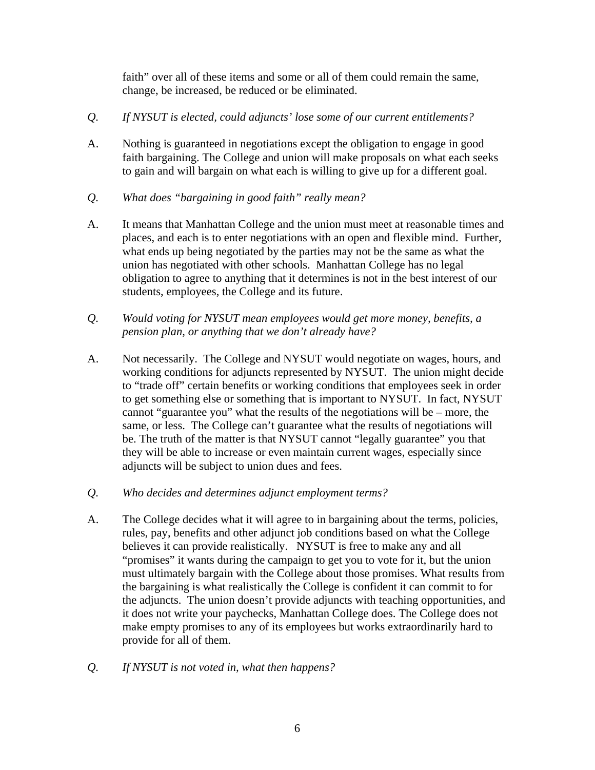faith" over all of these items and some or all of them could remain the same, change, be increased, be reduced or be eliminated.

*Q. If NYSUT is elected, could adjuncts' lose some of our current entitlements?*

A. Nothing is guaranteed in negotiations except the obligation to engage in good faith bargaining. The College and union will make proposals on what each seeks to gain and will bargain on what each is willing to give up for a different goal.

*Q. What does "bargaining in good faith" really mean?*

A. It means that Manhattan College and the union must meet at reasonable times and places, and each is to enter negotiations with an open and flexible mind. Further, what ends up being negotiated by the parties may not be the same as what the union has negotiated with other schools. Manhattan College has no legal obligation to agree to anything that it determines is not in the best interest of our students, employees, the College and its future.

*Q. Would voting for NYSUT mean employees would get more money, benefits, a pension plan, or anything that we don't already have?*

A. Not necessarily. The College and NYSUT would negotiate on wages, hours, and working conditions for adjuncts represented by NYSUT. The union might decide to "trade off" certain benefits or working conditions that employees seek in order to get something else or something that is important to NYSUT. In fact, NYSUT cannot "guarantee you" what the results of the negotiations will be – more, the same, or less. The College can't guarantee what the results of negotiations will be. The truth of the matter is that NYSUT cannot "legally guarantee" you that they will be able to increase or even maintain current wages, especially since adjuncts will be subject to union dues and fees.

*Q. Who decides and determines adjunct employment terms?*

A. The College decides what it will agree to in bargaining about the terms, policies, rules, pay, benefits and other adjunct job conditions based on what the College believes it can provide realistically. NYSUT is free to make any and all "promises" it wants during the campaign to get you to vote for it, but the union must ultimately bargain with the College about those promises. What results from the bargaining is what realistically the College is confident it can commit to for the adjuncts. The union doesn't provide adjuncts with teaching opportunities, and it does not write your paychecks, Manhattan College does. The College does not make empty promises to any of its employees but works extraordinarily hard to provide for all of them.

*Q. If NYSUT is not voted in, what then happens?*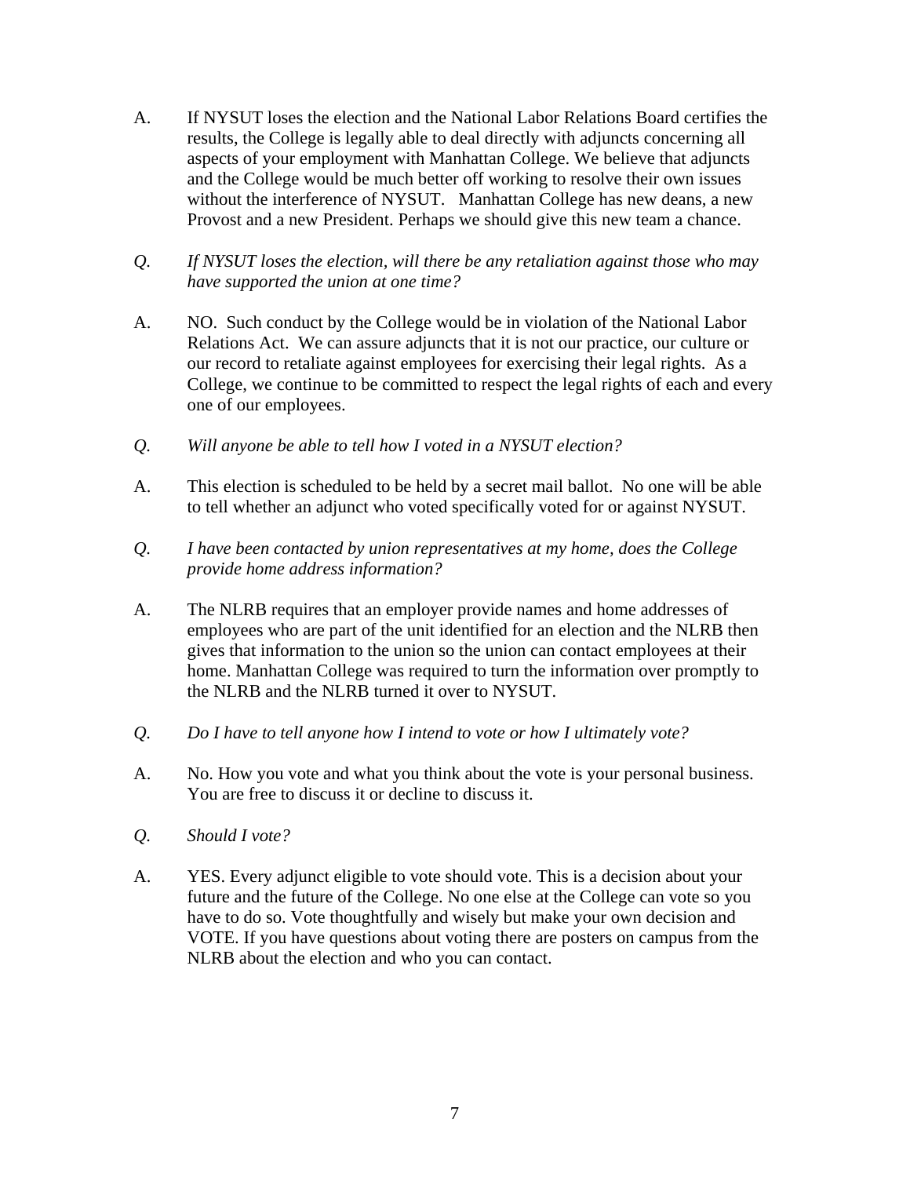A. If NYSUT loses the election and the National Labor Relations Board certifies the results, the College is legally able to deal directly with adjuncts concerning all aspects of your employment with Manhattan College. We believe that adjuncts and the College would be much better off working to resolve their own issues without the interference of NYSUT. Manhattan College has new deans, a new Provost and a new President. Perhaps we should give this new team a chance.

*Q. If NYSUT loses the election, will there be any retaliation against those who may have supported the union at one time?*

A. NO. Such conduct by the College would be in violation of the National Labor Relations Act. We can assure adjuncts that it is not our practice, our culture or our record to retaliate against employees for exercising their legal rights. As a College, we continue to be committed to respect the legal rights of each and every one of our employees.

*Q. Will anyone be able to tell how I voted in a NYSUT election?*

A. This election is scheduled to be held by a secret mail ballot. No one will be able to tell whether an adjunct who voted specifically voted for or against NYSUT.

*Q. I have been contacted by union representatives at my home, does the College provide home address information?*

A. The NLRB requires that an employer provide names and home addresses of employees who are part of the unit identified for an election and the NLRB then gives that information to the union so the union can contact employees at their home. Manhattan College was required to turn the information over promptly to the NLRB and the NLRB turned it over to NYSUT.

*Q. Do I have to tell anyone how I intend to vote or how I ultimately vote?*

A. No. How you vote and what you think about the vote is your personal business. You are free to discuss it or decline to discuss it.

*Q. Should I vote?*

A. YES. Every adjunct eligible to vote should vote. This is a decision about your future and the future of the College. No one else at the College can vote so you have to do so. Vote thoughtfully and wisely but make your own decision and VOTE. If you have questions about voting there are posters on campus from the NLRB about the election and who you can contact.